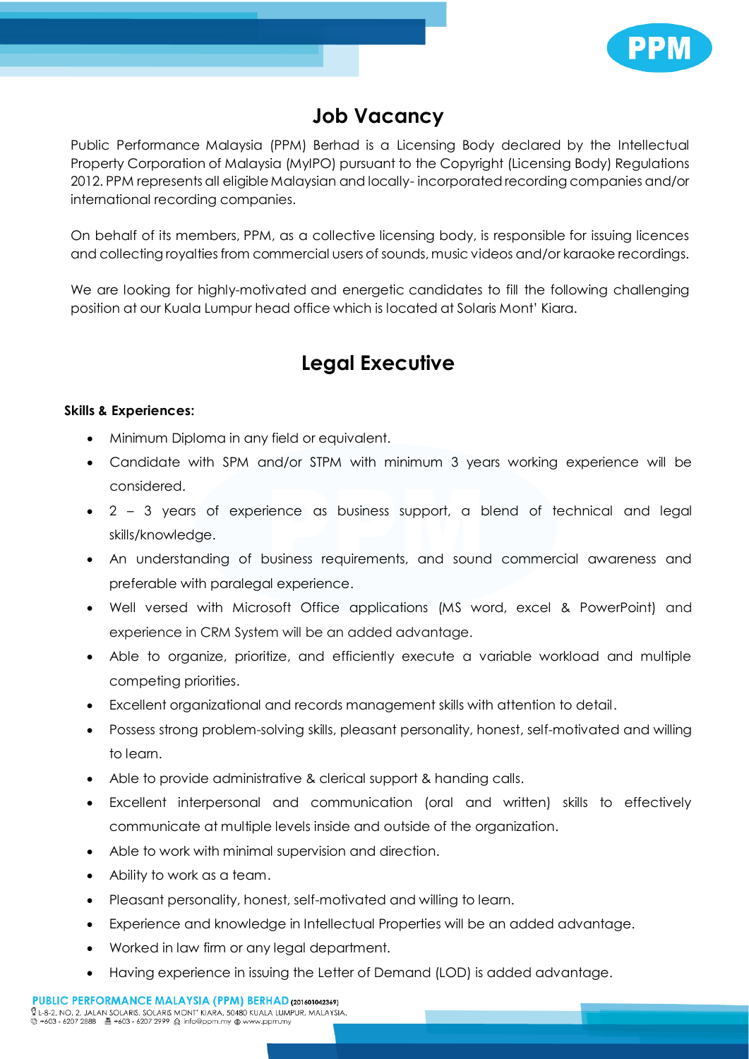# Job Vacancy

Public Performance Malaysia (PPM) Berhad is a Licensing Body declared by the Intellectual Property Corporation of Malaysia (MyIPO) pursuant to the Copyright (Licensing Body) Regulations 2012. PPM represents all eligible Malaysian and locally- incorporated recording companies and/or international recording companies.

On behalf of its members, PPM, as a collective licensing body, is responsible for issuing licences and collecting royalties from commercial users of sounds, music videos and/or karaoke recordings.

We are looking for highly-motivated and energetic candidates to fill the following challenging position at our Kuala Lumpur head office which is located at Solaris Mont' Kiara.

## Legal Executive

**Skills & Experiences:**

- Minimum Diploma in any field or equivalent.
- Candidate with SPM and/or STPM with minimum 3 years working experience will be considered.
- 2 – 3 years of experience as business support, a blend of technical and legal skills/knowledge.
- An understanding of business requirements, and sound commercial awareness and preferable with paralegal experience.
- Well versed with Microsoft Office applications (MS word, excel & PowerPoint) and experience in CRM System will be an added advantage.
- Able to organize, prioritize, and efficiently execute a variable workload and multiple competing priorities.
- Excellent organizational and records management skills with attention to detail.
- Possess strong problem-solving skills, pleasant personality, honest, self-motivated and willing to learn.
- Able to provide administrative & clerical support & handing calls.
- Excellent interpersonal and communication (oral and written) skills to effectively communicate at multiple levels inside and outside of the organization.
- Able to work with minimal supervision and direction.
- Ability to work as a team.
- Pleasant personality, honest, self-motivated and willing to learn.
- Experience and knowledge in Intellectual Properties will be an added advantage.
- Worked in law firm or any legal department.
- Having experience in issuing the Letter of Demand (LOD) is added advantage.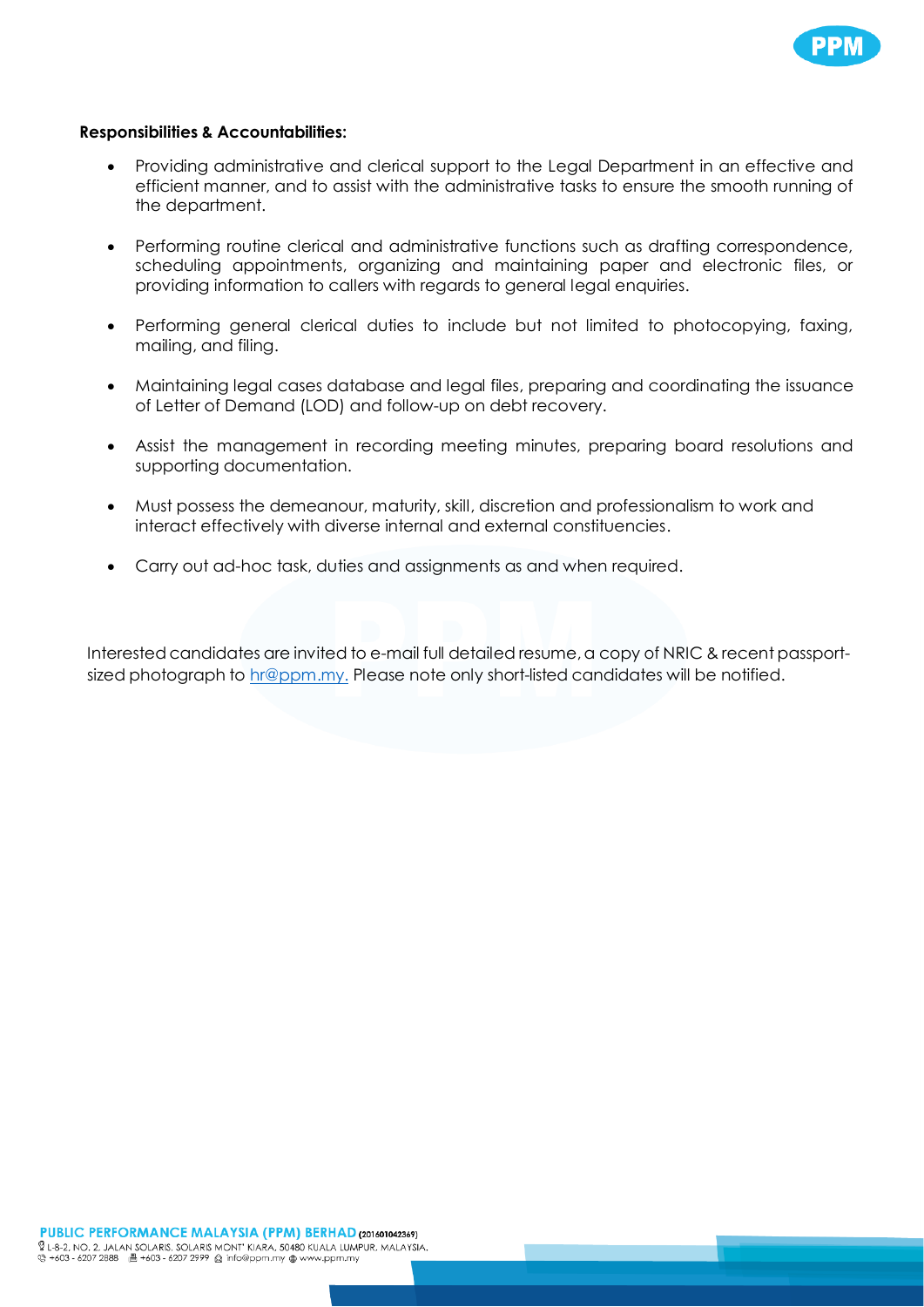**Responsibilities & Accountabilities:**

- Providing administrative and clerical support to the Legal Department in an effective and efficient manner, and to assist with the administrative tasks to ensure the smooth running of the department.

- Performing routine clerical and administrative functions such as drafting correspondence, scheduling appointments, organizing and maintaining paper and electronic files, or providing information to callers with regards to general legal enquiries.

- Performing general clerical duties to include but not limited to photocopying, faxing, mailing, and filing.

- Maintaining legal cases database and legal files, preparing and coordinating the issuance of Letter of Demand (LOD) and follow-up on debt recovery.

- Assist the management in recording meeting minutes, preparing board resolutions and supporting documentation.

- Must possess the demeanour, maturity, skill, discretion and professionalism to work and interact effectively with diverse internal and external constituencies.

- Carry out ad-hoc task, duties and assignments as and when required.

Interested candidates are invited to e-mail full detailed resume, a copy of NRIC & recent passport-sized photograph to hr@ppm.my. Please note only short-listed candidates will be notified.